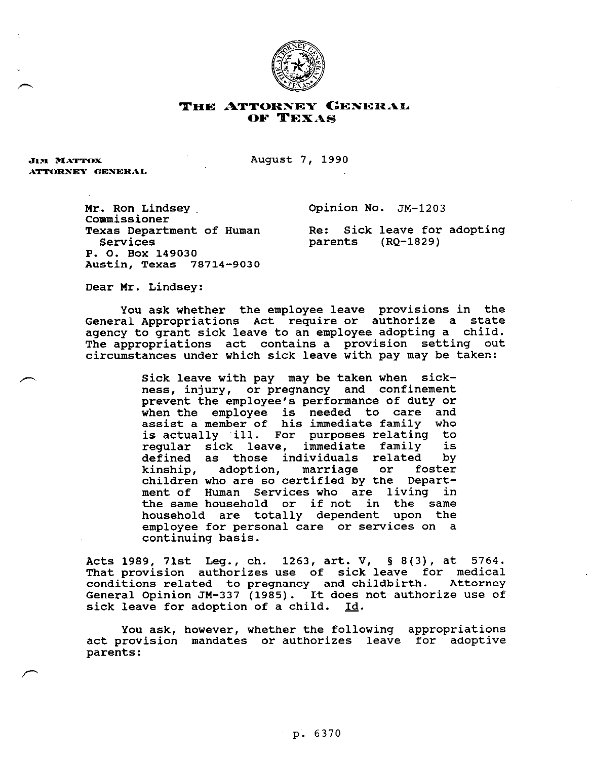# THE ATTORNEY GENERAL OF TEXAS

**JIM MATTOX**
**ATTORNEY GENERAL**

August 7, 1990

Mr. Ron Lindsey
Commissioner
Texas Department of Human Services
P. O. Box 149030
Austin, Texas 78714-9030

Opinion No. JM-1203

Re: Sick leave for adopting parents (RQ-1829)

Dear Mr. Lindsey:

You ask whether the employee leave provisions in the General Appropriations Act require or authorize a state agency to grant sick leave to an employee adopting a child. The appropriations act contains a provision setting out circumstances under which sick leave with pay may be taken:

> Sick leave with pay may be taken when sickness, injury, or pregnancy and confinement prevent the employee's performance of duty or when the employee is needed to care and assist a member of his immediate family who is actually ill. For purposes relating to regular sick leave, immediate family is defined as those individuals related by kinship, adoption, marriage or foster children who are so certified by the Department of Human Services who are living in the same household or if not in the same household are totally dependent upon the employee for personal care or services on a continuing basis.

Acts 1989, 71st Leg., ch. 1263, art. V, § 8(3), at 5764. That provision authorizes use of sick leave for medical conditions related to pregnancy and childbirth. Attorney General Opinion JM-337 (1985). It does not authorize use of sick leave for adoption of a child. Id.

You ask, however, whether the following appropriations act provision mandates or authorizes leave for adoptive parents: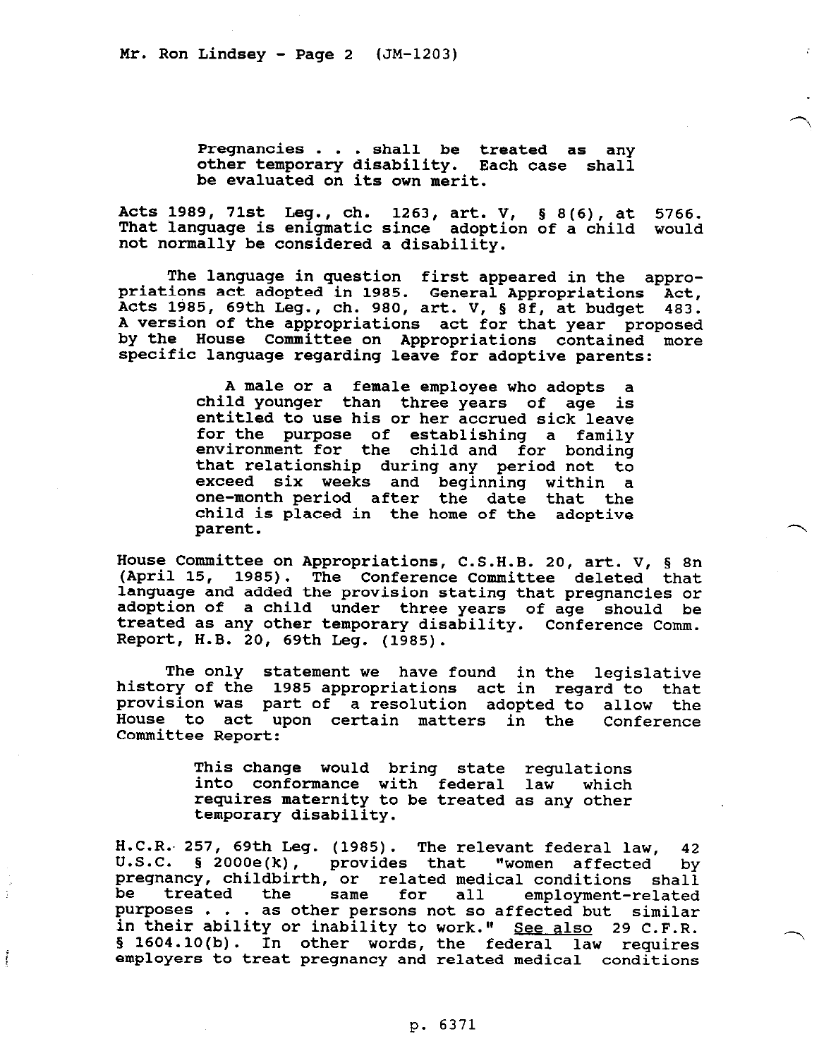> Pregnancies . . . shall be treated as any other temporary disability. Each case shall be evaluated on its own merit.

Acts 1989, 71st Leg., ch. 1263, art. V, § 8(6), at 5766. That language is enigmatic since adoption of a child would not normally be considered a disability.

The language in question first appeared in the appropriations act adopted in 1985. General Appropriations Act, Acts 1985, 69th Leg., ch. 980, art. V, § 8f, at budget 483. A version of the appropriations act for that year proposed by the House Committee on Appropriations contained more specific language regarding leave for adoptive parents:

> A male or a female employee who adopts a child younger than three years of age is entitled to use his or her accrued sick leave for the purpose of establishing a family environment for the child and for bonding that relationship during any period not to exceed six weeks and beginning within a one-month period after the date that the child is placed in the home of the adoptive parent.

House Committee on Appropriations, C.S.H.B. 20, art. V, § 8n (April 15, 1985). The Conference Committee deleted that language and added the provision stating that pregnancies or adoption of a child under three years of age should be treated as any other temporary disability. Conference Comm. Report, H.B. 20, 69th Leg. (1985).

The only statement we have found in the legislative history of the 1985 appropriations act in regard to that provision was part of a resolution adopted to allow the House to act upon certain matters in the Conference Committee Report:

> This change would bring state regulations into conformance with federal law which requires maternity to be treated as any other temporary disability.

H.C.R. 257, 69th Leg. (1985). The relevant federal law, 42 U.S.C. § 2000e(k), provides that "women affected by pregnancy, childbirth, or related medical conditions shall be treated the same for all employment-related purposes . . . as other persons not so affected but similar in their ability or inability to work." See also 29 C.F.R. § 1604.10(b). In other words, the federal law requires employers to treat pregnancy and related medical conditions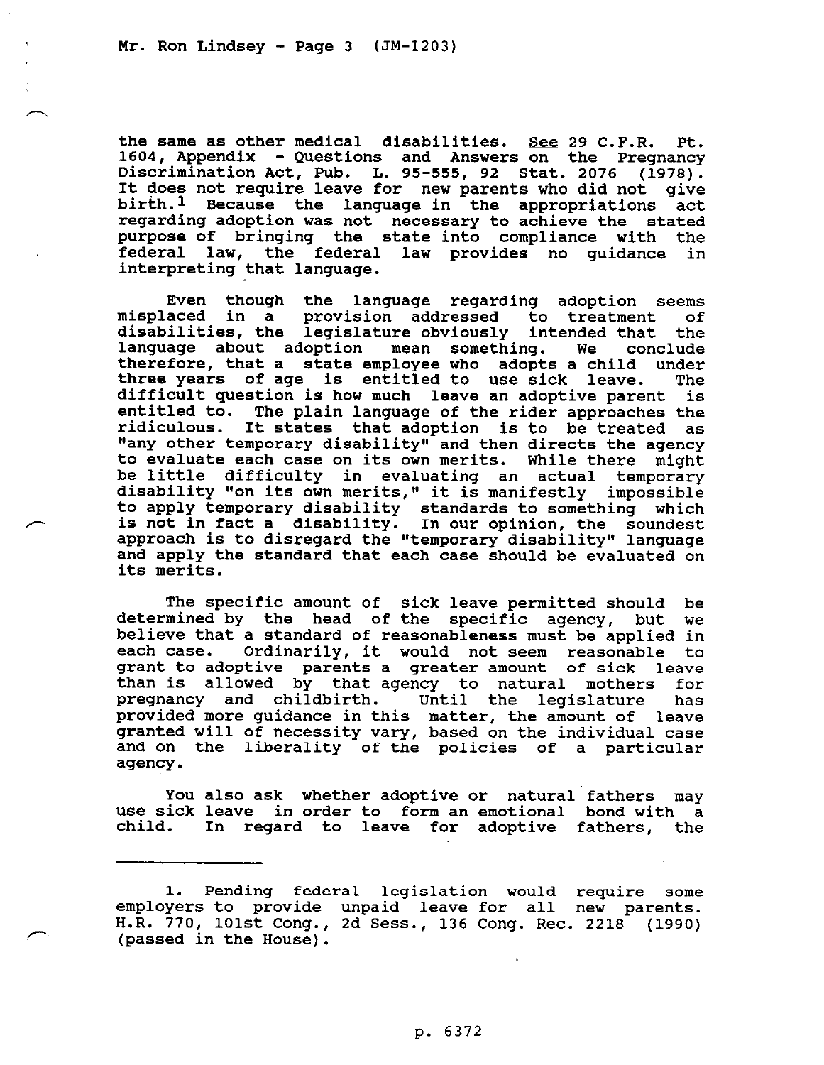the same as other medical disabilities. See 29 C.F.R. Pt. 1604, Appendix - Questions and Answers on the Pregnancy Discrimination Act, Pub. L. 95-555, 92 Stat. 2076 (1978). It does not require leave for new parents who did not give birth.[1] Because the language in the appropriations act regarding adoption was not necessary to achieve the stated purpose of bringing the state into compliance with the federal law, the federal law provides no guidance in interpreting that language.

Even though the language regarding adoption seems misplaced in a provision addressed to treatment of disabilities, the legislature obviously intended that the language about adoption mean something. We conclude therefore, that a state employee who adopts a child under three years of age is entitled to use sick leave. The difficult question is how much leave an adoptive parent is entitled to. The plain language of the rider approaches the ridiculous. It states that adoption is to be treated as "any other temporary disability" and then directs the agency to evaluate each case on its own merits. While there might be little difficulty in evaluating an actual temporary disability "on its own merits," it is manifestly impossible to apply temporary disability standards to something which is not in fact a disability. In our opinion, the soundest approach is to disregard the "temporary disability" language and apply the standard that each case should be evaluated on its merits.

The specific amount of sick leave permitted should be determined by the head of the specific agency, but we believe that a standard of reasonableness must be applied in each case. Ordinarily, it would not seem reasonable to grant to adoptive parents a greater amount of sick leave than is allowed by that agency to natural mothers for pregnancy and childbirth. Until the legislature has provided more guidance in this matter, the amount of leave granted will of necessity vary, based on the individual case and on the liberality of the policies of a particular agency.

You also ask whether adoptive or natural fathers may use sick leave in order to form an emotional bond with a child. In regard to leave for adoptive fathers, the

---

1. Pending federal legislation would require some employers to provide unpaid leave for all new parents. H.R. 770, 101st Cong., 2d Sess., 136 Cong. Rec. 2218 (1990) (passed in the House).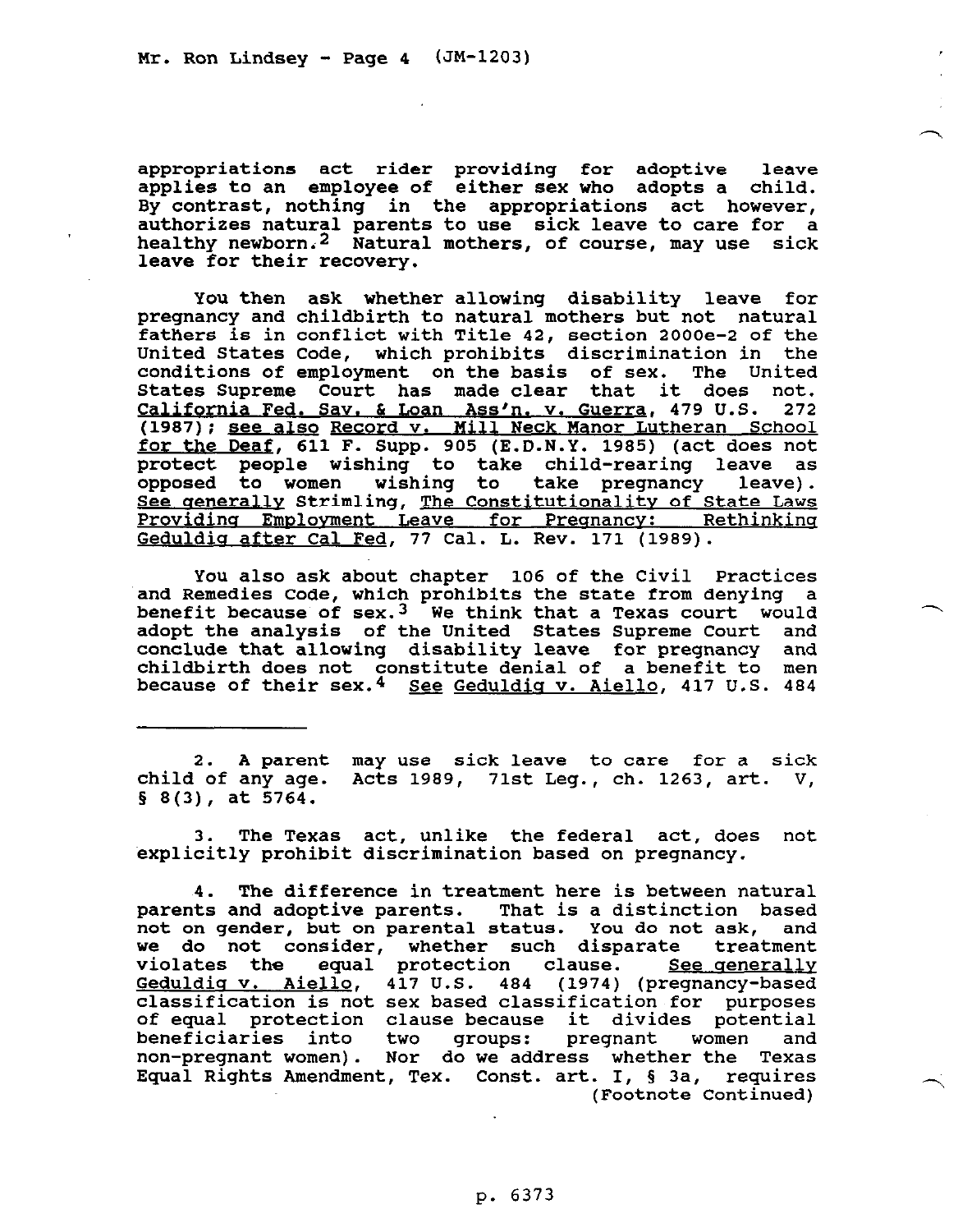appropriations act rider providing for adoptive leave applies to an employee of either sex who adopts a child. By contrast, nothing in the appropriations act however, authorizes natural parents to use sick leave to care for a healthy newborn.[2] Natural mothers, of course, may use sick leave for their recovery.

You then ask whether allowing disability leave for pregnancy and childbirth to natural mothers but not natural fathers is in conflict with Title 42, section 2000e-2 of the United States Code, which prohibits discrimination in the conditions of employment on the basis of sex. The United States Supreme Court has made clear that it does not. California Fed. Sav. & Loan Ass'n. v. Guerra, 479 U.S. 272 (1987); see also Record v. Mill Neck Manor Lutheran School for the Deaf, 611 F. Supp. 905 (E.D.N.Y. 1985) (act does not protect people wishing to take child-rearing leave as opposed to women wishing to take pregnancy leave). See generally Strimling, The Constitutionality of State Laws Providing Employment Leave for Pregnancy: Rethinking Geduldig after Cal Fed, 77 Cal. L. Rev. 171 (1989).

You also ask about chapter 106 of the Civil Practices and Remedies Code, which prohibits the state from denying a benefit because of sex.[3] We think that a Texas court would adopt the analysis of the United States Supreme Court and conclude that allowing disability leave for pregnancy and childbirth does not constitute denial of a benefit to men because of their sex.[4] See Geduldig v. Aiello, 417 U.S. 484

---

2. A parent may use sick leave to care for a sick child of any age. Acts 1989, 71st Leg., ch. 1263, art. V, § 8(3), at 5764.

3. The Texas act, unlike the federal act, does not explicitly prohibit discrimination based on pregnancy.

4. The difference in treatment here is between natural parents and adoptive parents. That is a distinction based not on gender, but on parental status. You do not ask, and we do not consider, whether such disparate treatment violates the equal protection clause. See generally Geduldig v. Aiello, 417 U.S. 484 (1974) (pregnancy-based classification is not sex based classification for purposes of equal protection clause because it divides potential beneficiaries into two groups: pregnant women and non-pregnant women). Nor do we address whether the Texas Equal Rights Amendment, Tex. Const. art. I, § 3a, requires (Footnote Continued)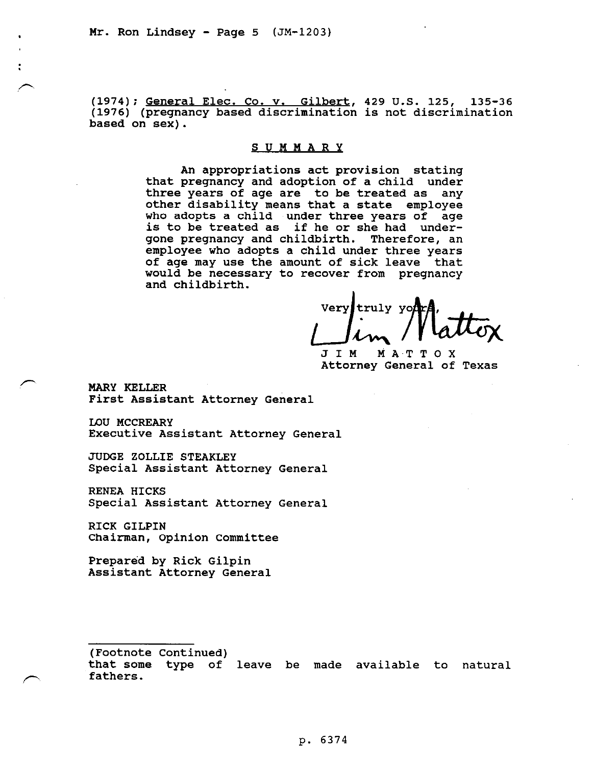(1974); General Elec. Co. v. Gilbert, 429 U.S. 125, 135-36 (1976) (pregnancy based discrimination is not discrimination based on sex).

## SUMMARY

> An appropriations act provision stating that pregnancy and adoption of a child under three years of age are to be treated as any other disability means that a state employee who adopts a child under three years of age is to be treated as if he or she had undergone pregnancy and childbirth. Therefore, an employee who adopts a child under three years of age may use the amount of sick leave that would be necessary to recover from pregnancy and childbirth.

Very truly yours,

Jim Mattox

JIM MATTOX
Attorney General of Texas

MARY KELLER
First Assistant Attorney General

LOU MCCREARY
Executive Assistant Attorney General

JUDGE ZOLLIE STEAKLEY
Special Assistant Attorney General

RENEA HICKS
Special Assistant Attorney General

RICK GILPIN
Chairman, Opinion Committee

Prepared by Rick Gilpin
Assistant Attorney General

---

(Footnote Continued)
that some type of leave be made available to natural fathers.